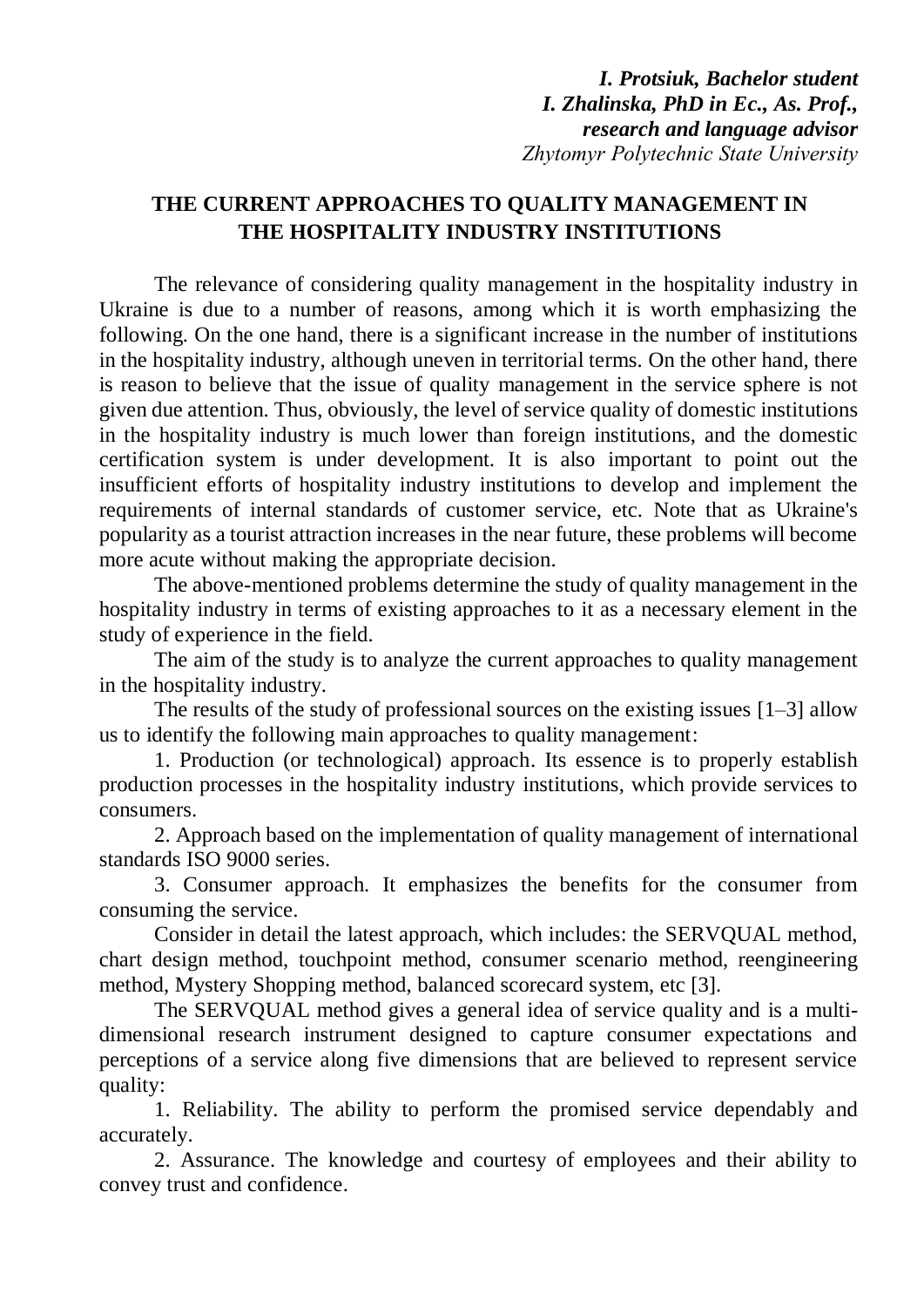***I. Protsiuk, Bachelor student***
***I. Zhalinska, PhD in Ec., As. Prof.,***
***research and language advisor***
*Zhytomyr Polytechnic State University*

# THE CURRENT APPROACHES TO QUALITY MANAGEMENT IN THE HOSPITALITY INDUSTRY INSTITUTIONS

The relevance of considering quality management in the hospitality industry in Ukraine is due to a number of reasons, among which it is worth emphasizing the following. On the one hand, there is a significant increase in the number of institutions in the hospitality industry, although uneven in territorial terms. On the other hand, there is reason to believe that the issue of quality management in the service sphere is not given due attention. Thus, obviously, the level of service quality of domestic institutions in the hospitality industry is much lower than foreign institutions, and the domestic certification system is under development. It is also important to point out the insufficient efforts of hospitality industry institutions to develop and implement the requirements of internal standards of customer service, etc. Note that as Ukraine's popularity as a tourist attraction increases in the near future, these problems will become more acute without making the appropriate decision.

The above-mentioned problems determine the study of quality management in the hospitality industry in terms of existing approaches to it as a necessary element in the study of experience in the field.

The aim of the study is to analyze the current approaches to quality management in the hospitality industry.

The results of the study of professional sources on the existing issues [1–3] allow us to identify the following main approaches to quality management:

1. Production (or technological) approach. Its essence is to properly establish production processes in the hospitality industry institutions, which provide services to consumers.

2. Approach based on the implementation of quality management of international standards ISO 9000 series.

3. Consumer approach. It emphasizes the benefits for the consumer from consuming the service.

Consider in detail the latest approach, which includes: the SERVQUAL method, chart design method, touchpoint method, consumer scenario method, reengineering method, Mystery Shopping method, balanced scorecard system, etc [3].

The SERVQUAL method gives a general idea of service quality and is a multi-dimensional research instrument designed to capture consumer expectations and perceptions of a service along five dimensions that are believed to represent service quality:

1. Reliability. The ability to perform the promised service dependably and accurately.

2. Assurance. The knowledge and courtesy of employees and their ability to convey trust and confidence.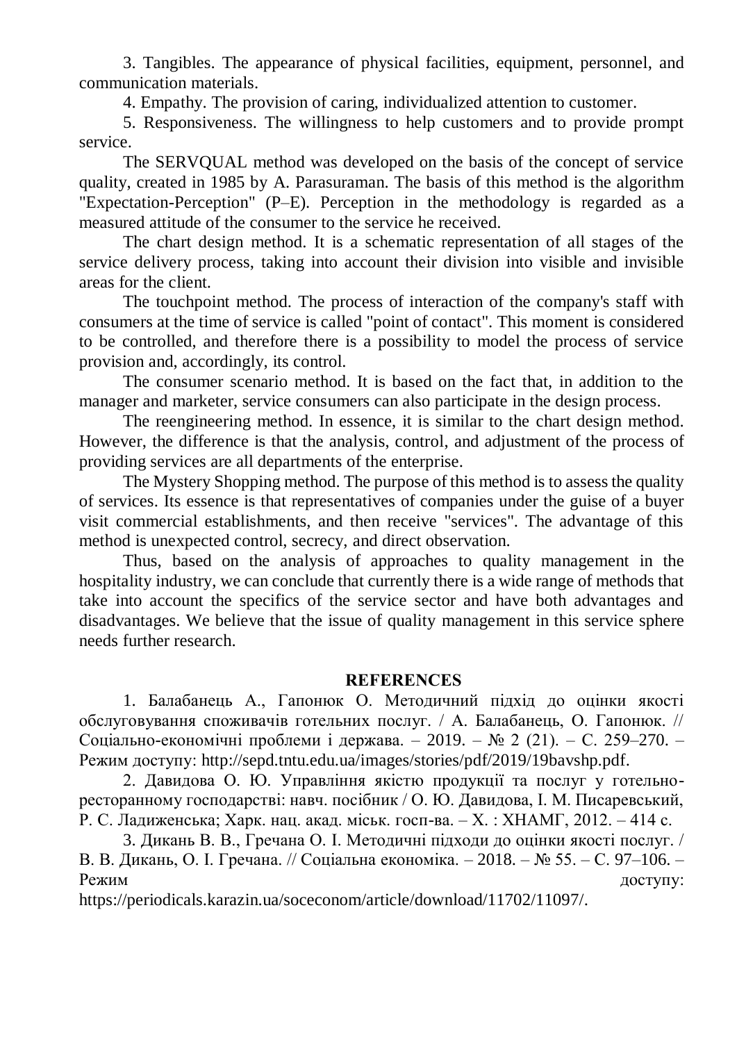3. Tangibles. The appearance of physical facilities, equipment, personnel, and communication materials.

4. Empathy. The provision of caring, individualized attention to customer.

5. Responsiveness. The willingness to help customers and to provide prompt service.

The SERVQUAL method was developed on the basis of the concept of service quality, created in 1985 by A. Parasuraman. The basis of this method is the algorithm "Expectation-Perception" (P–E). Perception in the methodology is regarded as a measured attitude of the consumer to the service he received.

The chart design method. It is a schematic representation of all stages of the service delivery process, taking into account their division into visible and invisible areas for the client.

The touchpoint method. The process of interaction of the company's staff with consumers at the time of service is called "point of contact". This moment is considered to be controlled, and therefore there is a possibility to model the process of service provision and, accordingly, its control.

The consumer scenario method. It is based on the fact that, in addition to the manager and marketer, service consumers can also participate in the design process.

The reengineering method. In essence, it is similar to the chart design method. However, the difference is that the analysis, control, and adjustment of the process of providing services are all departments of the enterprise.

The Mystery Shopping method. The purpose of this method is to assess the quality of services. Its essence is that representatives of companies under the guise of a buyer visit commercial establishments, and then receive "services". The advantage of this method is unexpected control, secrecy, and direct observation.

Thus, based on the analysis of approaches to quality management in the hospitality industry, we can conclude that currently there is a wide range of methods that take into account the specifics of the service sector and have both advantages and disadvantages. We believe that the issue of quality management in this service sphere needs further research.

## REFERENCES

1. Балабанець А., Гапонюк О. Методичний підхід до оцінки якості обслуговування споживачів готельних послуг. / А. Балабанець, О. Гапонюк. // Соціально-економічні проблеми і держава. – 2019. – № 2 (21). – С. 259–270. – Режим доступу: http://sepd.tntu.edu.ua/images/stories/pdf/2019/19bavshp.pdf.

2. Давидова О. Ю. Управління якістю продукції та послуг у готельно-ресторанному господарстві: навч. посібник / О. Ю. Давидова, І. М. Писаревський, Р. С. Ладиженська; Харк. нац. акад. міськ. госп-ва. – Х. : ХНАМГ, 2012. – 414 с.

3. Дикань В. В., Гречана О. І. Методичні підходи до оцінки якості послуг. / В. В. Дикань, О. І. Гречана. // Соціальна економіка. – 2018. – № 55. – С. 97–106. – Режим доступу: https://periodicals.karazin.ua/soceconom/article/download/11702/11097/.